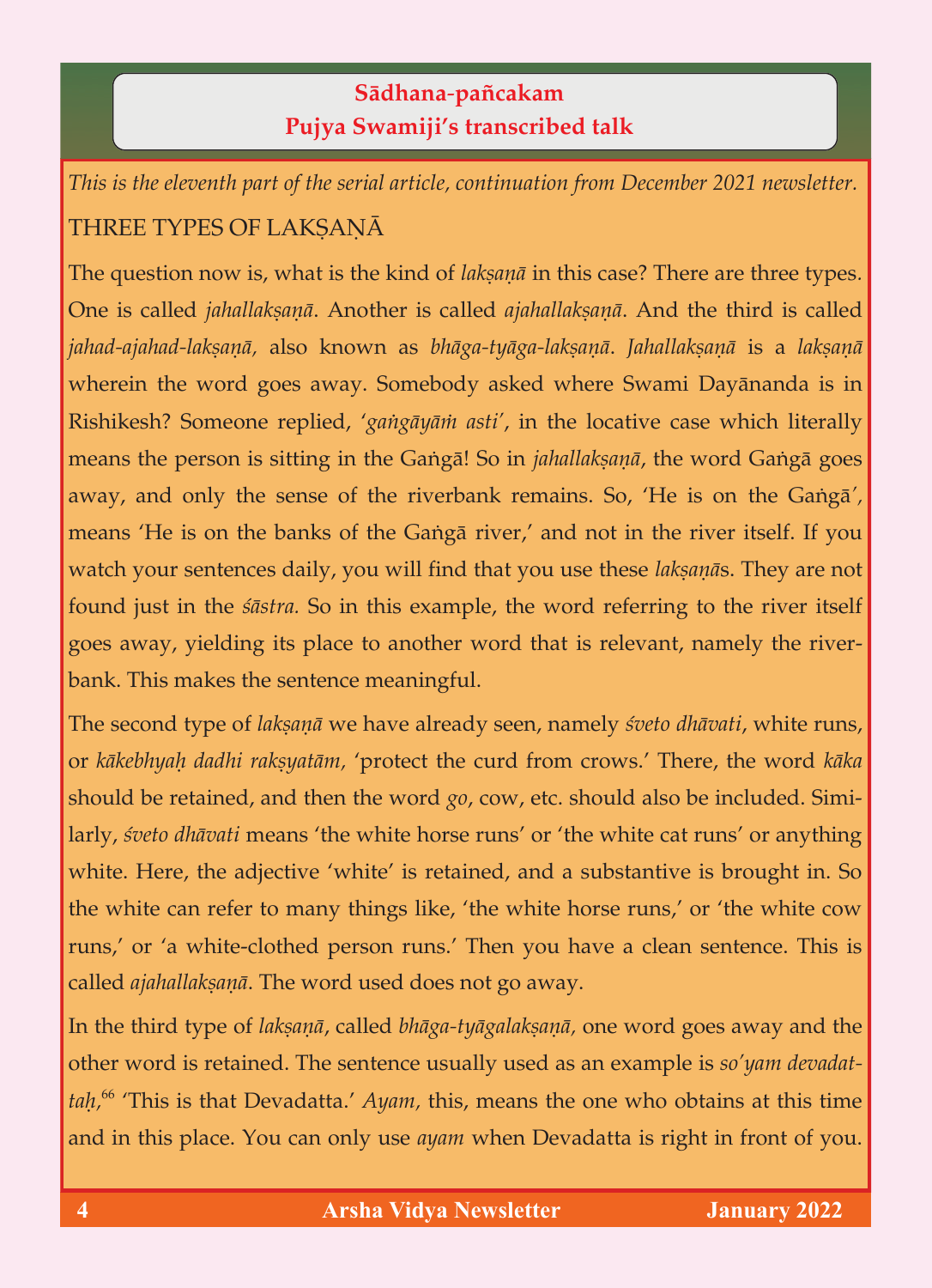**Sādhana-pañcakam**
**Pujya Swamiji's transcribed talk**

*This is the eleventh part of the serial article, continuation from December 2021 newsletter.*

## THREE TYPES OF LAKṢAṆĀ

The question now is, what is the kind of *lakṣaṇā* in this case? There are three types. One is called *jahallakṣaṇā*. Another is called *ajahallakṣaṇā*. And the third is called *jahad-ajahad-lakṣaṇā,* also known as *bhāga-tyāga-lakṣaṇā*. *Jahallakṣaṇā* is a *lakṣaṇā* wherein the word goes away. Somebody asked where Swami Dayānanda is in Rishikesh? Someone replied, '*gaṅgāyāṁ asti*', in the locative case which literally means the person is sitting in the Gaṅgā! So in *jahallakṣaṇā*, the word Gaṅgā goes away, and only the sense of the riverbank remains. So, 'He is on the Gaṅgā', means 'He is on the banks of the Gaṅgā river,' and not in the river itself. If you watch your sentences daily, you will find that you use these *lakṣaṇā*s. They are not found just in the *śāstra.* So in this example, the word referring to the river itself goes away, yielding its place to another word that is relevant, namely the riverbank. This makes the sentence meaningful.

The second type of *lakṣaṇā* we have already seen, namely *śveto dhāvati*, white runs, or *kākebhyaḥ dadhi rakṣyatām,* 'protect the curd from crows.' There, the word *kāka* should be retained, and then the word *go*, cow, etc. should also be included. Similarly, *śveto dhāvati* means 'the white horse runs' or 'the white cat runs' or anything white. Here, the adjective 'white' is retained, and a substantive is brought in. So the white can refer to many things like, 'the white horse runs,' or 'the white cow runs,' or 'a white-clothed person runs.' Then you have a clean sentence. This is called *ajahallakṣaṇā*. The word used does not go away.

In the third type of *lakṣaṇā*, called *bhāga-tyāgalakṣaṇā,* one word goes away and the other word is retained. The sentence usually used as an example is *so'yam devadattaḥ,*[66] 'This is that Devadatta.' *Ayam,* this, means the one who obtains at this time and in this place. You can only use *ayam* when Devadatta is right in front of you.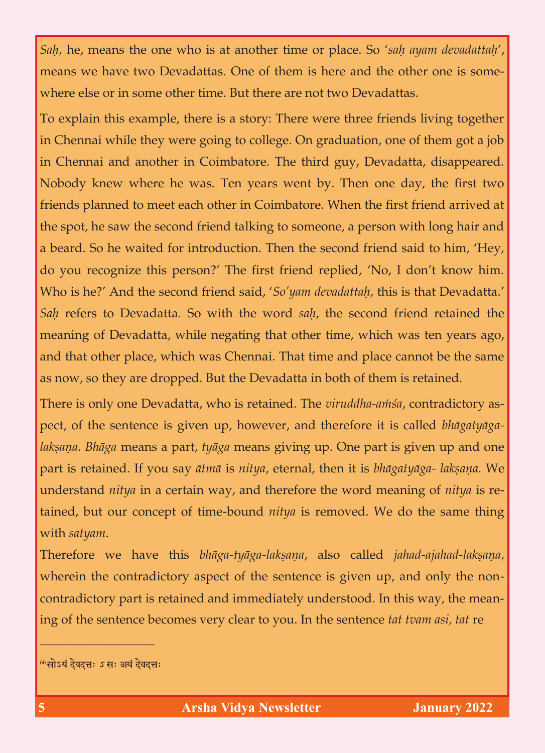*Saḥ*, he, means the one who is at another time or place. So '*saḥ ayam devadattaḥ*', means we have two Devadattas. One of them is here and the other one is somewhere else or in some other time. But there are not two Devadattas.

To explain this example, there is a story: There were three friends living together in Chennai while they were going to college. On graduation, one of them got a job in Chennai and another in Coimbatore. The third guy, Devadatta, disappeared. Nobody knew where he was. Ten years went by. Then one day, the first two friends planned to meet each other in Coimbatore. When the first friend arrived at the spot, he saw the second friend talking to someone, a person with long hair and a beard. So he waited for introduction. Then the second friend said to him, 'Hey, do you recognize this person?' The first friend replied, 'No, I don't know him. Who is he?' And the second friend said, '*So'yam devadattaḥ*, this is that Devadatta.' *Saḥ* refers to Devadatta. So with the word *saḥ*, the second friend retained the meaning of Devadatta, while negating that other time, which was ten years ago, and that other place, which was Chennai. That time and place cannot be the same as now, so they are dropped. But the Devadatta in both of them is retained.

There is only one Devadatta, who is retained. The *viruddha-aṁśa*, contradictory aspect, of the sentence is given up, however, and therefore it is called *bhāgatyāga-lakṣaṇa. Bhāga* means a part, *tyāga* means giving up. One part is given up and one part is retained. If you say *ātmā* is *nitya*, eternal, then it is *bhāgatyāga- lakṣaṇa.* We understand *nitya* in a certain way, and therefore the word meaning of *nitya* is retained, but our concept of time-bound *nitya* is removed. We do the same thing with *satyam*.

Therefore we have this *bhāga-tyāga-lakṣaṇa*, also called *jahad-ajahad-lakṣaṇa,* wherein the contradictory aspect of the sentence is given up, and only the non-contradictory part is retained and immediately understood. In this way, the meaning of the sentence becomes very clear to you. In the sentence *tat tvam asi, tat* re

---

[66] सोऽयं देवदत्तः ऽ सः अयं देवदत्तः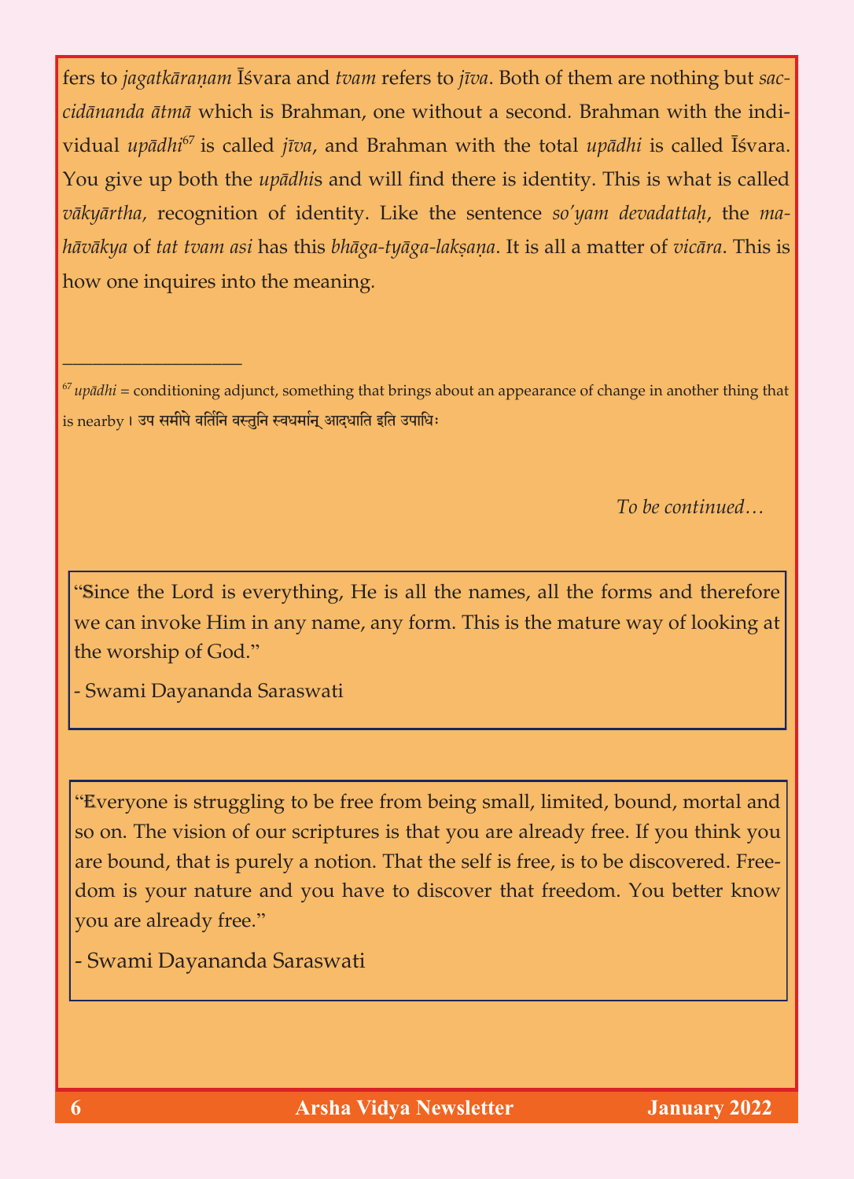fers to *jagatkāraṇam* Īśvara and *tvam* refers to *jīva*. Both of them are nothing but *saccidānanda ātmā* which is Brahman, one without a second. Brahman with the individual *upādhi*[67] is called *jīva*, and Brahman with the total *upādhi* is called Īśvara. You give up both the *upādhi*s and will find there is identity. This is what is called *vākyārtha,* recognition of identity. Like the sentence *so'yam devadattaḥ*, the *mahāvākya* of *tat tvam asi* has this *bhāga-tyāga-lakṣaṇa*. It is all a matter of *vicāra*. This is how one inquires into the meaning.

---

[67] *upādhi* = conditioning adjunct, something that brings about an appearance of change in another thing that is nearby । उप समीपे वर्तिनि वस्तुनि स्वधर्मान् आदधाति इति उपाधिः

*To be continued…*

> "Since the Lord is everything, He is all the names, all the forms and therefore we can invoke Him in any name, any form. This is the mature way of looking at the worship of God."
>
> \- Swami Dayananda Saraswati

> "Everyone is struggling to be free from being small, limited, bound, mortal and so on. The vision of our scriptures is that you are already free. If you think you are bound, that is purely a notion. That the self is free, is to be discovered. Freedom is your nature and you have to discover that freedom. You better know you are already free."
>
> \- Swami Dayananda Saraswati